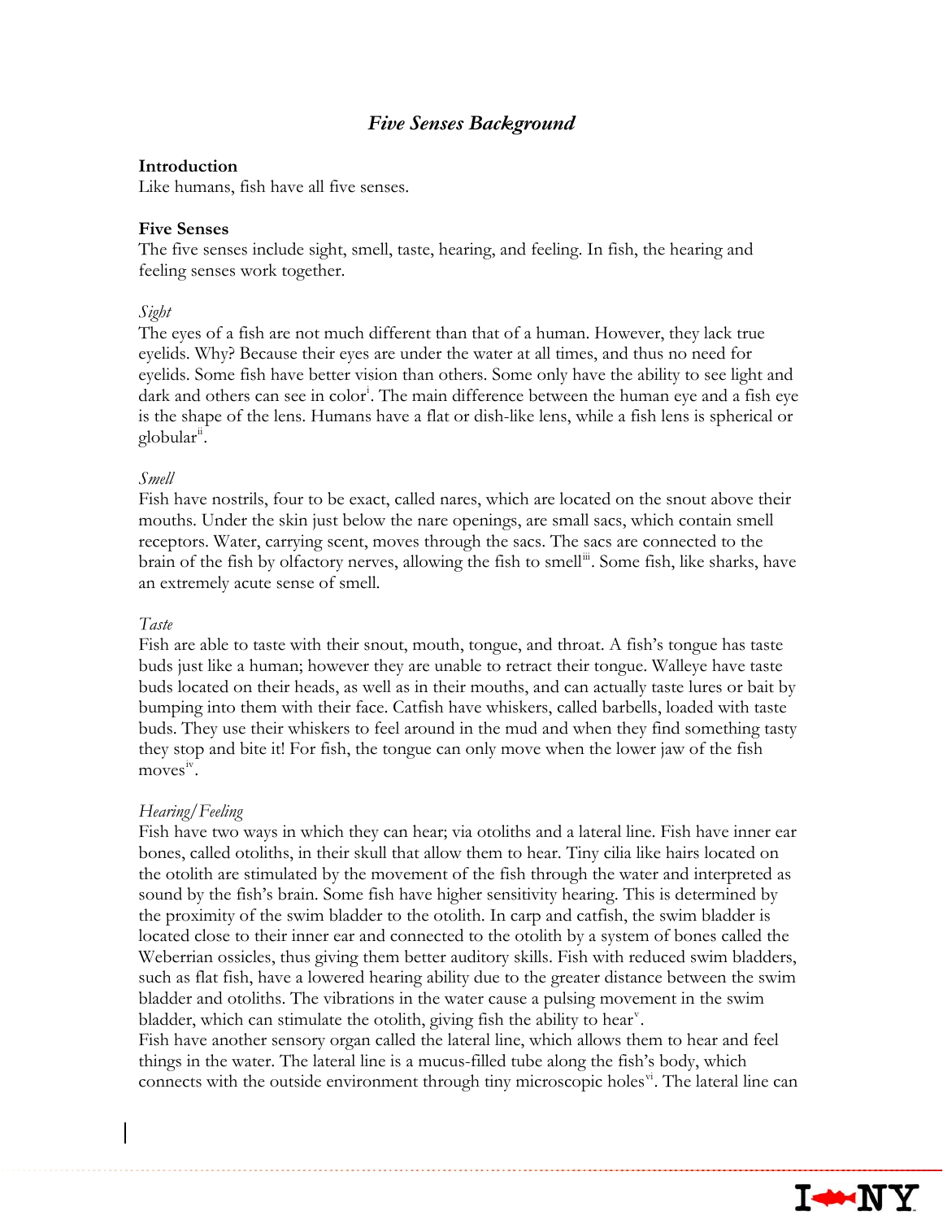# *Five Senses Background*

**Introduction**

Like humans, fish have all five senses.

**Five Senses**

The five senses include sight, smell, taste, hearing, and feeling. In fish, the hearing and feeling senses work together.

*Sight*

The eyes of a fish are not much different than that of a human. However, they lack true eyelids. Why? Because their eyes are under the water at all times, and thus no need for eyelids. Some fish have better vision than others. Some only have the ability to see light and dark and others can see in color[i]. The main difference between the human eye and a fish eye is the shape of the lens. Humans have a flat or dish-like lens, while a fish lens is spherical or globular[ii].

*Smell*

Fish have nostrils, four to be exact, called nares, which are located on the snout above their mouths. Under the skin just below the nare openings, are small sacs, which contain smell receptors. Water, carrying scent, moves through the sacs. The sacs are connected to the brain of the fish by olfactory nerves, allowing the fish to smell[iii]. Some fish, like sharks, have an extremely acute sense of smell.

*Taste*

Fish are able to taste with their snout, mouth, tongue, and throat. A fish's tongue has taste buds just like a human; however they are unable to retract their tongue. Walleye have taste buds located on their heads, as well as in their mouths, and can actually taste lures or bait by bumping into them with their face. Catfish have whiskers, called barbells, loaded with taste buds. They use their whiskers to feel around in the mud and when they find something tasty they stop and bite it! For fish, the tongue can only move when the lower jaw of the fish moves[iv].

*Hearing/Feeling*

Fish have two ways in which they can hear; via otoliths and a lateral line. Fish have inner ear bones, called otoliths, in their skull that allow them to hear. Tiny cilia like hairs located on the otolith are stimulated by the movement of the fish through the water and interpreted as sound by the fish's brain. Some fish have higher sensitivity hearing. This is determined by the proximity of the swim bladder to the otolith. In carp and catfish, the swim bladder is located close to their inner ear and connected to the otolith by a system of bones called the Weberrian ossicles, thus giving them better auditory skills. Fish with reduced swim bladders, such as flat fish, have a lowered hearing ability due to the greater distance between the swim bladder and otoliths. The vibrations in the water cause a pulsing movement in the swim bladder, which can stimulate the otolith, giving fish the ability to hear[v].

Fish have another sensory organ called the lateral line, which allows them to hear and feel things in the water. The lateral line is a mucus-filled tube along the fish's body, which connects with the outside environment through tiny microscopic holes[vi]. The lateral line can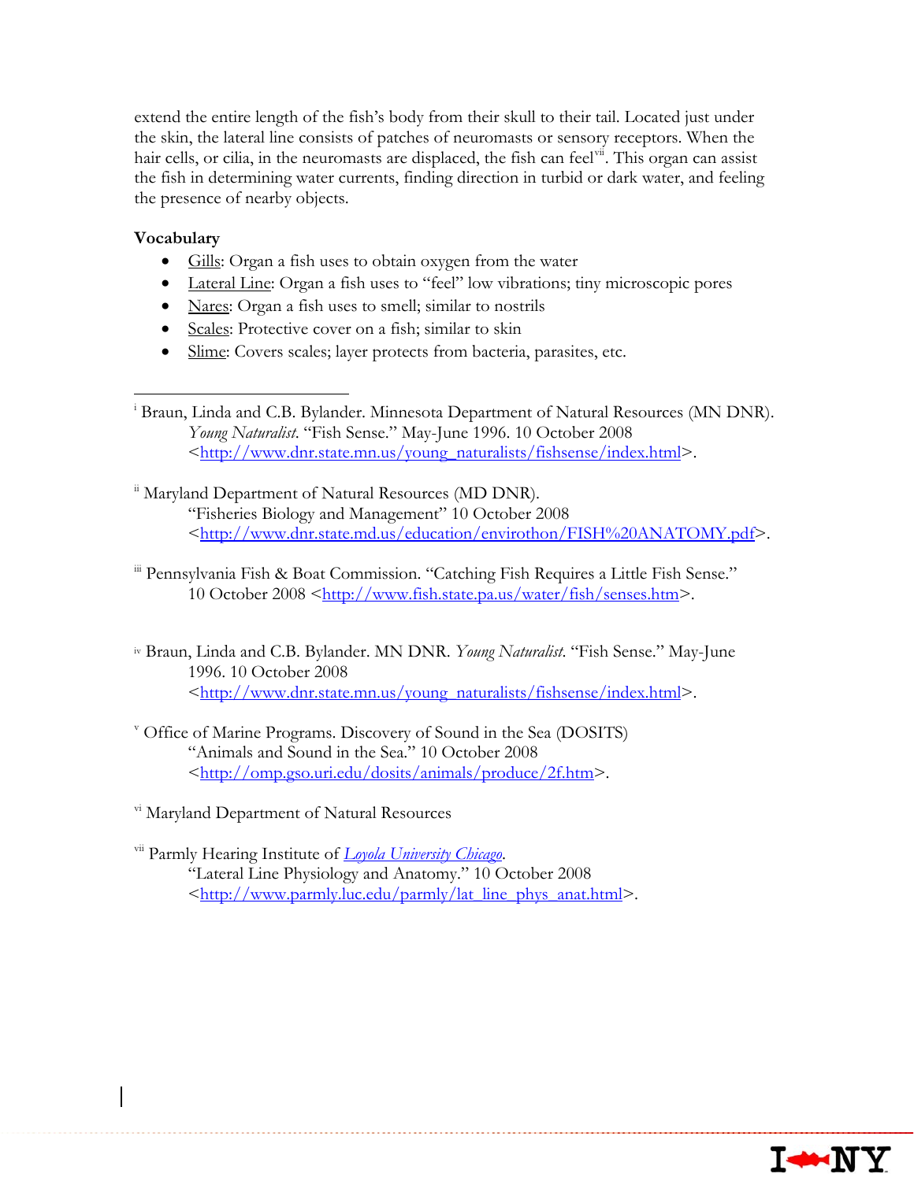extend the entire length of the fish's body from their skull to their tail. Located just under the skin, the lateral line consists of patches of neuromasts or sensory receptors. When the hair cells, or cilia, in the neuromasts are displaced, the fish can feel[vii]. This organ can assist the fish in determining water currents, finding direction in turbid or dark water, and feeling the presence of nearby objects.

**Vocabulary**

- Gills: Organ a fish uses to obtain oxygen from the water
- Lateral Line: Organ a fish uses to "feel" low vibrations; tiny microscopic pores
- Nares: Organ a fish uses to smell; similar to nostrils
- Scales: Protective cover on a fish; similar to skin
- Slime: Covers scales; layer protects from bacteria, parasites, etc.

---

[i] Braun, Linda and C.B. Bylander. Minnesota Department of Natural Resources (MN DNR). *Young Naturalist*. "Fish Sense." May-June 1996. 10 October 2008 <http://www.dnr.state.mn.us/young_naturalists/fishsense/index.html>.

[ii] Maryland Department of Natural Resources (MD DNR). "Fisheries Biology and Management" 10 October 2008 <http://www.dnr.state.md.us/education/envirothon/FISH%20ANATOMY.pdf>.

[iii] Pennsylvania Fish & Boat Commission. "Catching Fish Requires a Little Fish Sense." 10 October 2008 <http://www.fish.state.pa.us/water/fish/senses.htm>.

[iv] Braun, Linda and C.B. Bylander. MN DNR. *Young Naturalist*. "Fish Sense." May-June 1996. 10 October 2008 <http://www.dnr.state.mn.us/young_naturalists/fishsense/index.html>.

[v] Office of Marine Programs. Discovery of Sound in the Sea (DOSITS) "Animals and Sound in the Sea." 10 October 2008 <http://omp.gso.uri.edu/dosits/animals/produce/2f.htm>.

[vi] Maryland Department of Natural Resources

[vii] Parmly Hearing Institute of *Loyola University Chicago*. "Lateral Line Physiology and Anatomy." 10 October 2008 <http://www.parmly.luc.edu/parmly/lat_line_phys_anat.html>.